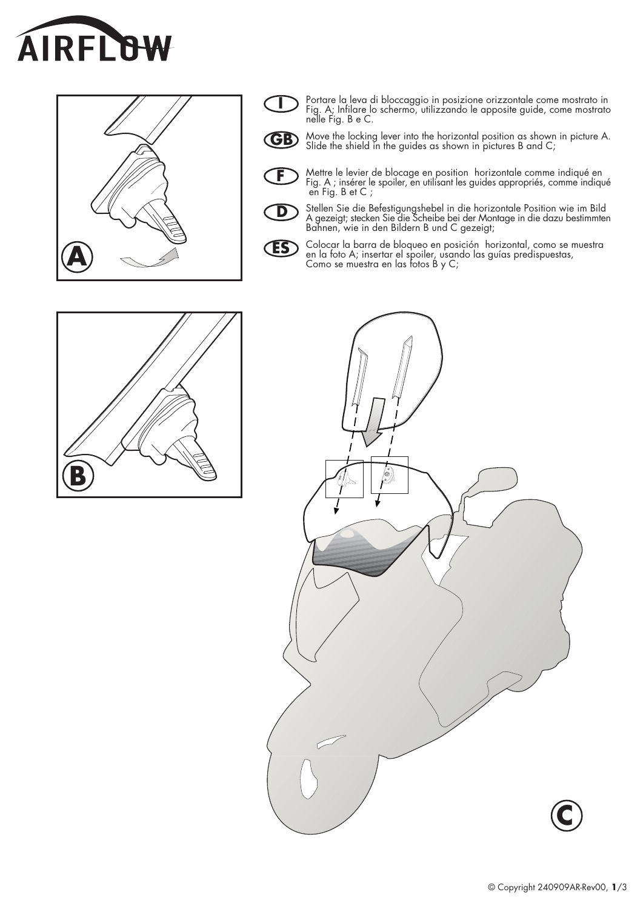# AIRFLOW

**I** Portare la leva di bloccaggio in posizione orizzontale come mostrato in Fig. A; Infilare lo schermo, utilizzando le apposite guide, come mostrato nelle Fig. B e C.

**GB** Move the locking lever into the horizontal position as shown in picture A. Slide the shield in the guides as shown in pictures B and C;

**F** Mettre le levier de blocage en position horizontale comme indiqué en Fig. A ; insérer le spoiler, en utilisant les guides appropriés, comme indiqué en Fig. B et C ;

**D** Stellen Sie die Befestigungshebel in die horizontale Position wie im Bild A gezeigt; stecken Sie die Scheibe bei der Montage in die dazu bestimmten Bahnen, wie in den Bildern B und C gezeigt;

**ES** Colocar la barra de bloqueo en posición horizontal, como se muestra en la foto A; insertar el spoiler, usando las guías predispuestas, Como se muestra en las fotos B y C;

A

B

C

© Copyright 240909AR-Rev00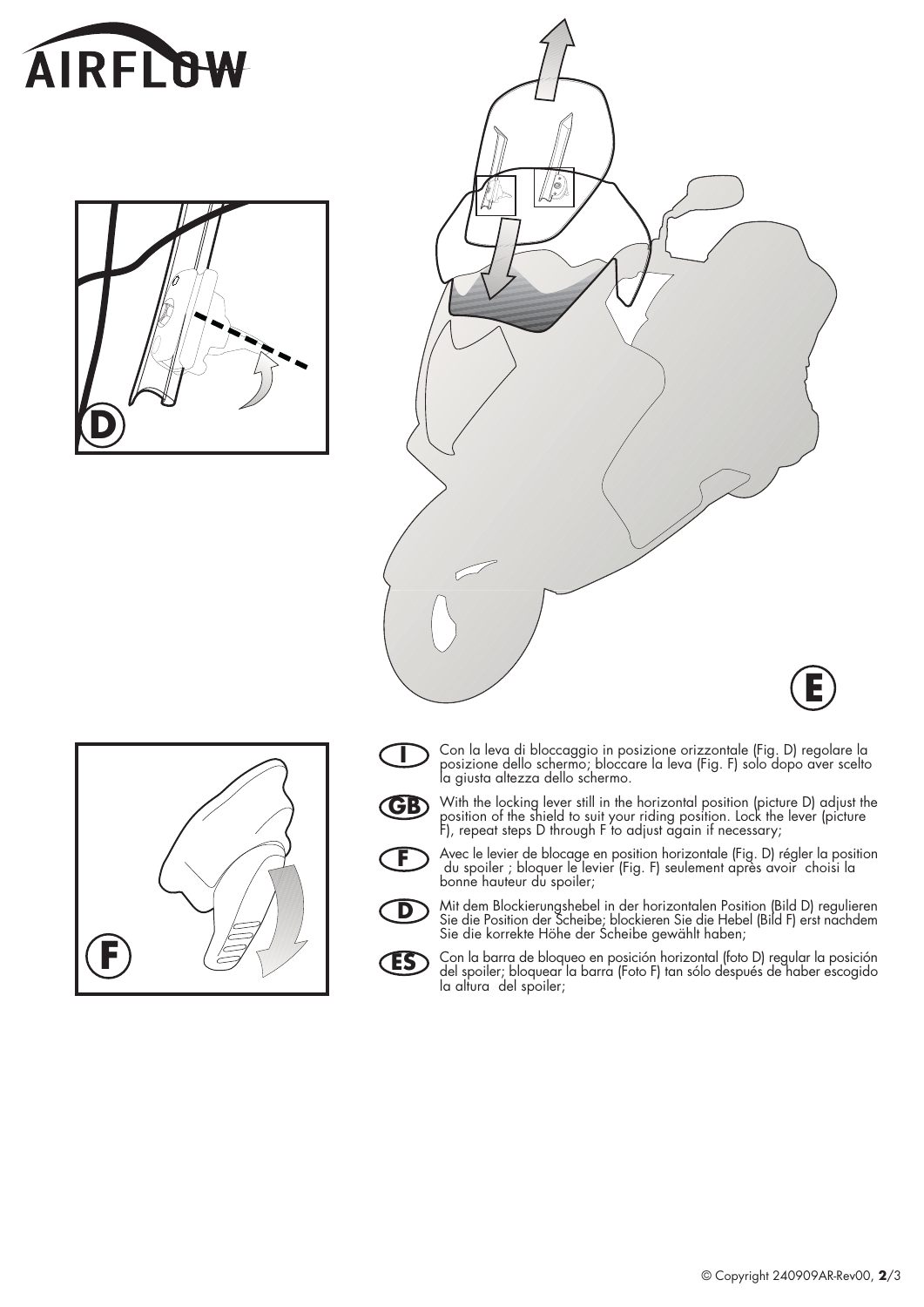AIRFLOW

D

E

F

**I** Con la leva di bloccaggio in posizione orizzontale (Fig. D) regolare la posizione dello schermo; bloccare la leva (Fig. F) solo dopo aver scelto la giusta altezza dello schermo.

**GB** With the locking lever still in the horizontal position (picture D) adjust the position of the shield to suit your riding position. Lock the lever (picture F), repeat steps D through F to adjust again if necessary;

**F** Avec le levier de blocage en position horizontale (Fig. D) régler la position du spoiler ; bloquer le levier (Fig. F) seulement après avoir choisi la bonne hauteur du spoiler;

**D** Mit dem Blockierungshebel in der horizontalen Position (Bild D) regulieren Sie die Position der Scheibe; blockieren Sie die Hebel (Bild F) erst nachdem Sie die korrekte Höhe der Scheibe gewählt haben;

**ES** Con la barra de bloqueo en posición horizontal (foto D) regular la posición del spoiler; bloquear la barra (Foto F) tan sólo después de haber escogido la altura del spoiler;

© Copyright 240909AR-Rev00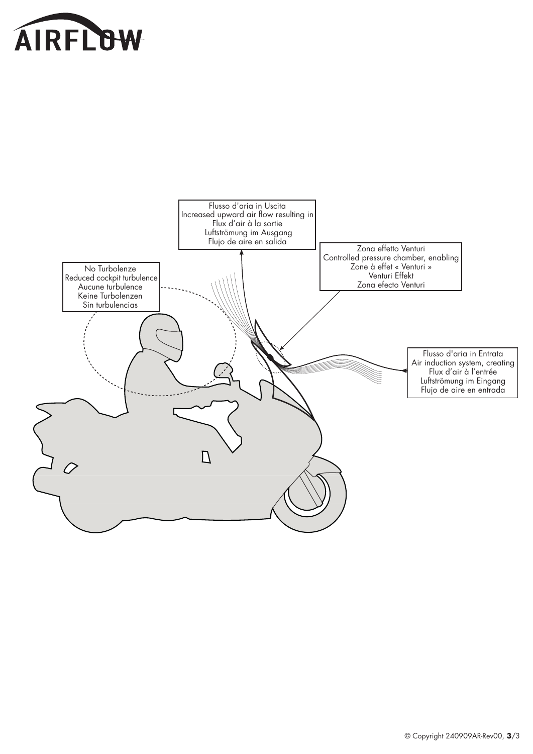AIRFLOW

Flusso d'aria in Uscita
Increased upward air flow resulting in
Flux d'air à la sortie
Luftströmung im Ausgang
Flujo de aire en salida

Zona effetto Venturi
Controlled pressure chamber, enabling
Zone à effet « Venturi »
Venturi Effekt
Zona efecto Venturi

No Turbolenze
Reduced cockpit turbulence
Aucune turbulence
Keine Turbolenzen
Sin turbulencias

Flusso d'aria in Entrata
Air induction system, creating
Flux d'air à l'entrée
Luftströmung im Eingang
Flujo de aire en entrada

© Copyright 240909AR-Rev00, **3**/3